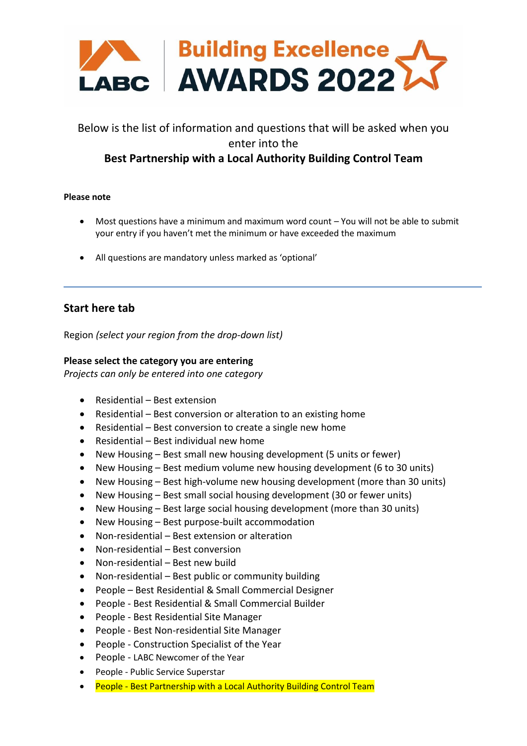# LABC | Building Excellence AWARDS 2022

Below is the list of information and questions that will be asked when you enter into the

**Best Partnership with a Local Authority Building Control Team**

**Please note**

- Most questions have a minimum and maximum word count – You will not be able to submit your entry if you haven't met the minimum or have exceeded the maximum
- All questions are mandatory unless marked as 'optional'

---

## Start here tab

Region *(select your region from the drop-down list)*

**Please select the category you are entering**
*Projects can only be entered into one category*

- Residential – Best extension
- Residential – Best conversion or alteration to an existing home
- Residential – Best conversion to create a single new home
- Residential – Best individual new home
- New Housing – Best small new housing development (5 units or fewer)
- New Housing – Best medium volume new housing development (6 to 30 units)
- New Housing – Best high-volume new housing development (more than 30 units)
- New Housing – Best small social housing development (30 or fewer units)
- New Housing – Best large social housing development (more than 30 units)
- New Housing – Best purpose-built accommodation
- Non-residential – Best extension or alteration
- Non-residential – Best conversion
- Non-residential – Best new build
- Non-residential – Best public or community building
- People – Best Residential & Small Commercial Designer
- People - Best Residential & Small Commercial Builder
- People - Best Residential Site Manager
- People - Best Non-residential Site Manager
- People - Construction Specialist of the Year
- People - LABC Newcomer of the Year
- People - Public Service Superstar
- People - Best Partnership with a Local Authority Building Control Team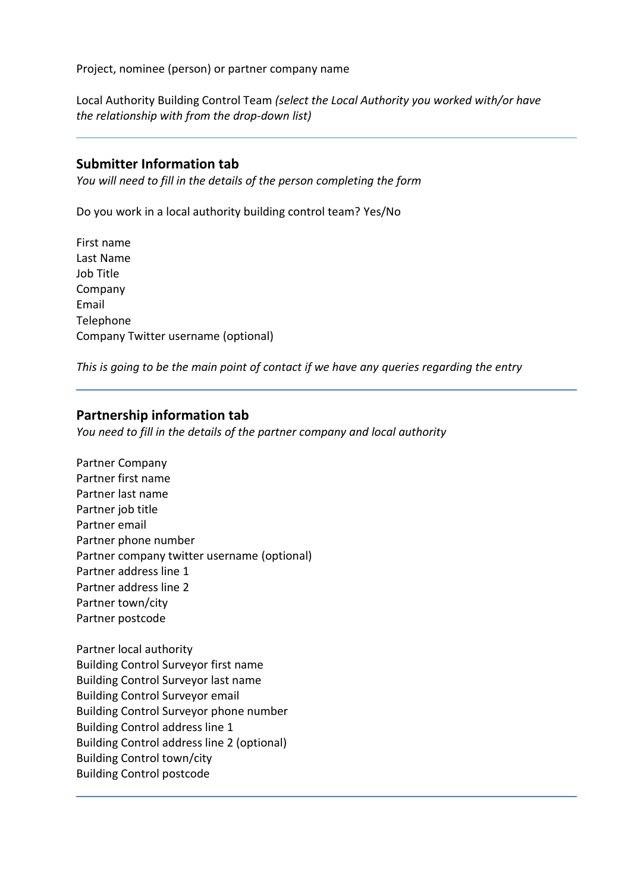Project, nominee (person) or partner company name

Local Authority Building Control Team *(select the Local Authority you worked with/or have the relationship with from the drop-down list)*

---

## Submitter Information tab

*You will need to fill in the details of the person completing the form*

Do you work in a local authority building control team? Yes/No

First name
Last Name
Job Title
Company
Email
Telephone
Company Twitter username (optional)

*This is going to be the main point of contact if we have any queries regarding the entry*

---

## Partnership information tab

*You need to fill in the details of the partner company and local authority*

Partner Company
Partner first name
Partner last name
Partner job title
Partner email
Partner phone number
Partner company twitter username (optional)
Partner address line 1
Partner address line 2
Partner town/city
Partner postcode

Partner local authority
Building Control Surveyor first name
Building Control Surveyor last name
Building Control Surveyor email
Building Control Surveyor phone number
Building Control address line 1
Building Control address line 2 (optional)
Building Control town/city
Building Control postcode

---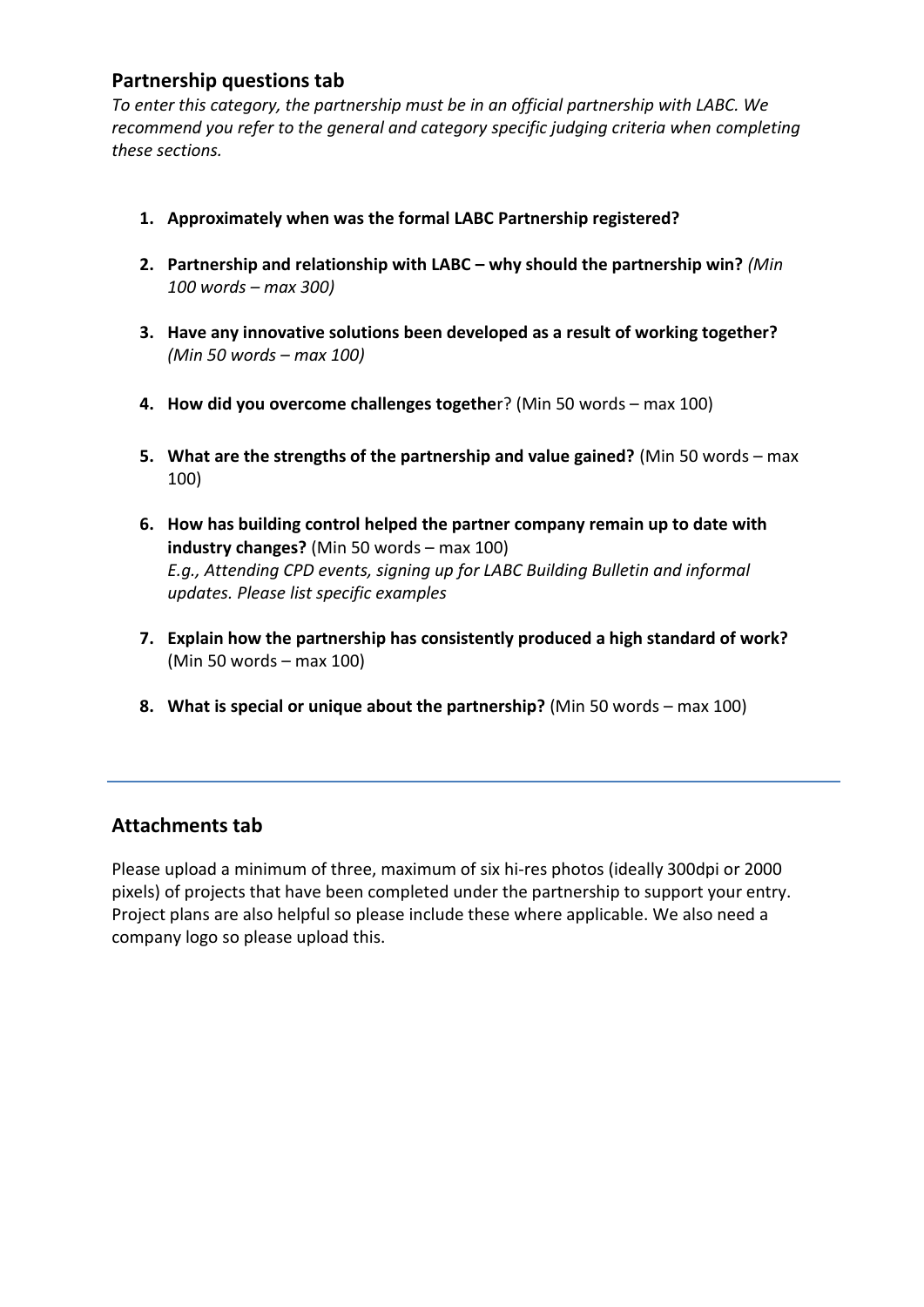## Partnership questions tab

*To enter this category, the partnership must be in an official partnership with LABC. We recommend you refer to the general and category specific judging criteria when completing these sections.*

1. **Approximately when was the formal LABC Partnership registered?**
2. **Partnership and relationship with LABC – why should the partnership win?** *(Min 100 words – max 300)*
3. **Have any innovative solutions been developed as a result of working together?** *(Min 50 words – max 100)*
4. **How did you overcome challenges togethe**r? (Min 50 words – max 100)
5. **What are the strengths of the partnership and value gained?** (Min 50 words – max 100)
6. **How has building control helped the partner company remain up to date with industry changes?** (Min 50 words – max 100)
   *E.g., Attending CPD events, signing up for LABC Building Bulletin and informal updates. Please list specific examples*
7. **Explain how the partnership has consistently produced a high standard of work?** (Min 50 words – max 100)
8. **What is special or unique about the partnership?** (Min 50 words – max 100)

---

## Attachments tab

Please upload a minimum of three, maximum of six hi-res photos (ideally 300dpi or 2000 pixels) of projects that have been completed under the partnership to support your entry. Project plans are also helpful so please include these where applicable. We also need a company logo so please upload this.